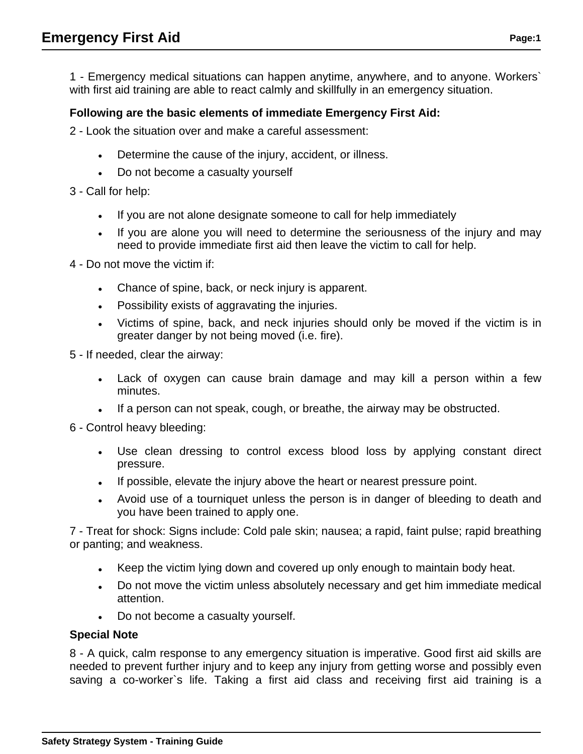# Emergency First Aid

1 - Emergency medical situations can happen anytime, anywhere, and to anyone. Workers` with first aid training are able to react calmly and skillfully in an emergency situation.

**Following are the basic elements of immediate Emergency First Aid:**

2 - Look the situation over and make a careful assessment:

- Determine the cause of the injury, accident, or illness.
- Do not become a casualty yourself

3 - Call for help:

- If you are not alone designate someone to call for help immediately
- If you are alone you will need to determine the seriousness of the injury and may need to provide immediate first aid then leave the victim to call for help.

4 - Do not move the victim if:

- Chance of spine, back, or neck injury is apparent.
- Possibility exists of aggravating the injuries.
- Victims of spine, back, and neck injuries should only be moved if the victim is in greater danger by not being moved (i.e. fire).

5 - If needed, clear the airway:

- Lack of oxygen can cause brain damage and may kill a person within a few minutes.
- If a person can not speak, cough, or breathe, the airway may be obstructed.

6 - Control heavy bleeding:

- Use clean dressing to control excess blood loss by applying constant direct pressure.
- If possible, elevate the injury above the heart or nearest pressure point.
- Avoid use of a tourniquet unless the person is in danger of bleeding to death and you have been trained to apply one.

7 - Treat for shock: Signs include: Cold pale skin; nausea; a rapid, faint pulse; rapid breathing or panting; and weakness.

- Keep the victim lying down and covered up only enough to maintain body heat.
- Do not move the victim unless absolutely necessary and get him immediate medical attention.
- Do not become a casualty yourself.

**Special Note**

8 - A quick, calm response to any emergency situation is imperative. Good first aid skills are needed to prevent further injury and to keep any injury from getting worse and possibly even saving a co-worker`s life. Taking a first aid class and receiving first aid training is a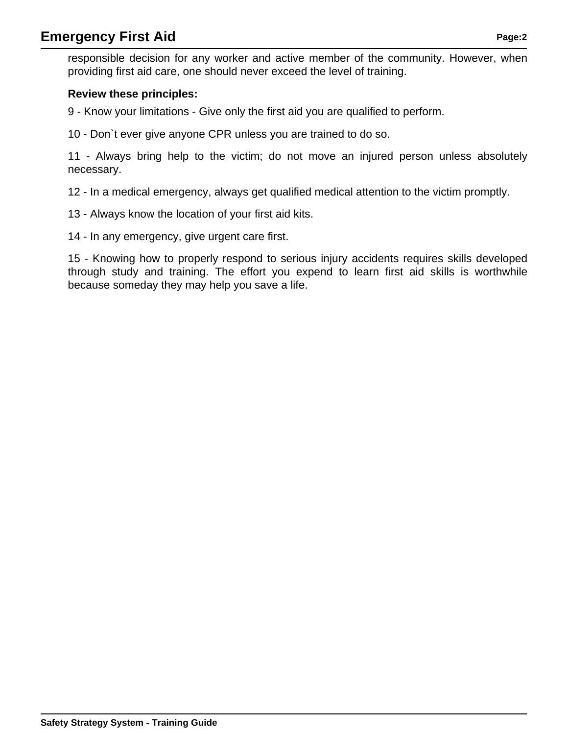responsible decision for any worker and active member of the community. However, when providing first aid care, one should never exceed the level of training.

**Review these principles:**

9 - Know your limitations - Give only the first aid you are qualified to perform.

10 - Don`t ever give anyone CPR unless you are trained to do so.

11 - Always bring help to the victim; do not move an injured person unless absolutely necessary.

12 - In a medical emergency, always get qualified medical attention to the victim promptly.

13 - Always know the location of your first aid kits.

14 - In any emergency, give urgent care first.

15 - Knowing how to properly respond to serious injury accidents requires skills developed through study and training. The effort you expend to learn first aid skills is worthwhile because someday they may help you save a life.